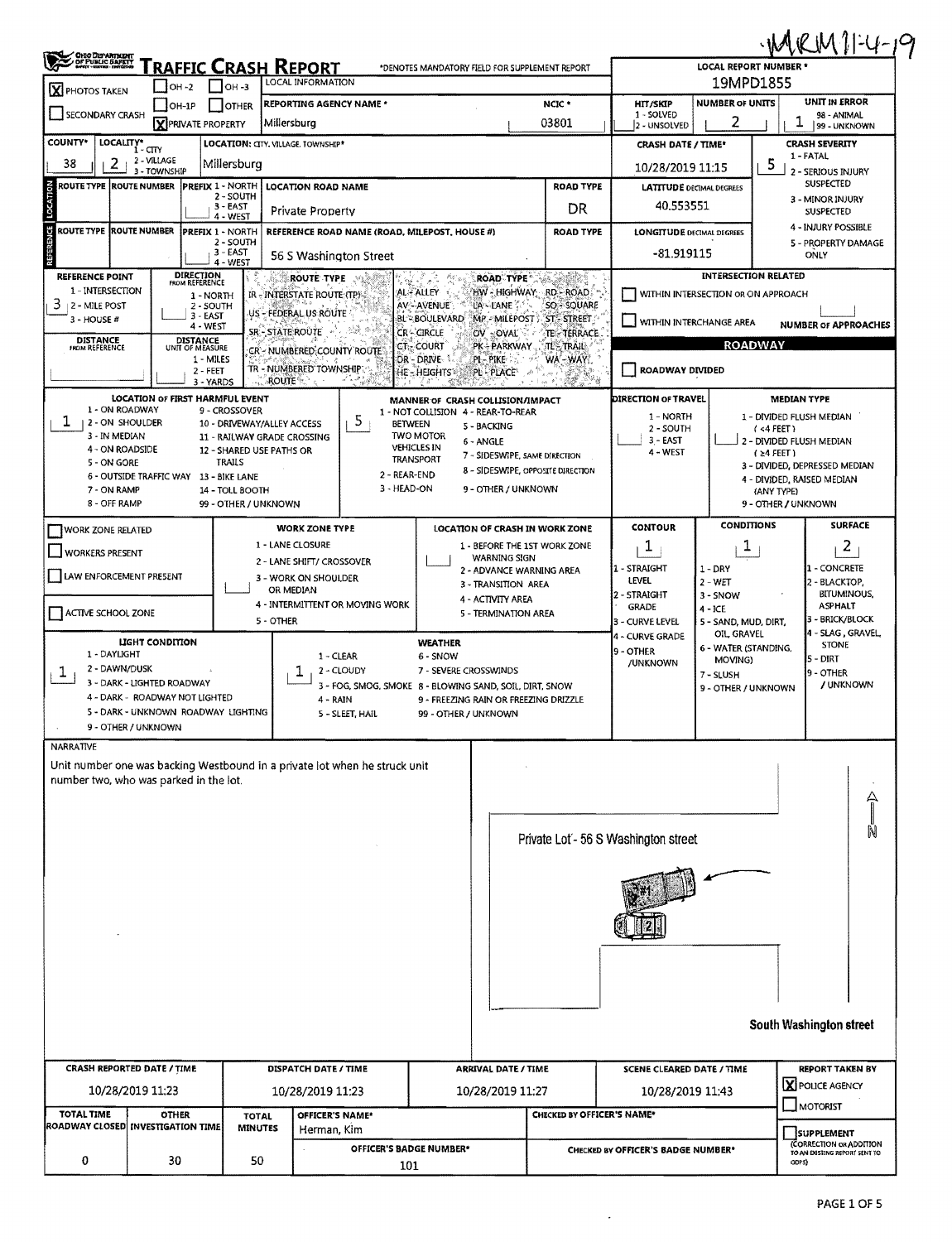MRM 11-4-19

# TRAFFIC CRASH REPORT

*DENOTES MANDATORY FIELD FOR SUPPLEMENT REPORT

| | |
|---|---|
| LOCAL REPORT NUMBER * | 19MPD1855 |
| [X] PHOTOS TAKEN | [ ] OH-2 [ ] OH-3 [ ] OH-1P [ ] OTHER |
| [ ] SECONDARY CRASH | [X] PRIVATE PROPERTY |
| REPORTING AGENCY NAME * | Millersburg |
| NCIC * | 03801 |
| HIT/SKIP (1 - SOLVED, 2 - UNSOLVED) | |
| NUMBER OF UNITS | 2 |
| UNIT IN ERROR (98 - ANIMAL, 99 - UNKNOWN) | 1 |
| COUNTY* | 38 |
| LOCALITY* (1 - CITY, 2 - VILLAGE, 3 - TOWNSHIP) | 2 |
| LOCATION: CITY, VILLAGE, TOWNSHIP* | Millersburg |
| CRASH DATE / TIME* | 10/28/2019 11:15 |
| CRASH SEVERITY (1 - FATAL, 2 - SERIOUS INJURY SUSPECTED, 3 - MINOR INJURY SUSPECTED, 4 - INJURY POSSIBLE, 5 - PROPERTY DAMAGE ONLY) | 5 |

## LOCATION

| | |
|---|---|
| ROUTE TYPE | |
| ROUTE NUMBER | |
| PREFIX (1 - NORTH, 2 - SOUTH, 3 - EAST, 4 - WEST) | |
| LOCATION ROAD NAME | Private Property |
| ROAD TYPE | DR |
| LATITUDE DECIMAL DEGREES | 40.553551 |

## REFERENCE

| | |
|---|---|
| ROUTE TYPE | |
| ROUTE NUMBER | |
| PREFIX (1 - NORTH, 2 - SOUTH, 3 - EAST, 4 - WEST) | |
| REFERENCE ROAD NAME (ROAD, MILEPOST, HOUSE #) | 56 S Washington Street |
| ROAD TYPE | |
| LONGITUDE DECIMAL DEGREES | -81.919115 |

REFERENCE POINT (1 - INTERSECTION, 2 - MILE POST, 3 - HOUSE #): 3

DIRECTION FROM REFERENCE (1 - NORTH, 2 - SOUTH, 3 - EAST, 4 - WEST):

DISTANCE FROM REFERENCE:

DISTANCE UNIT OF MEASURE (1 - MILES, 2 - FEET, 3 - YARDS):

ROUTE TYPE: IR - INTERSTATE ROUTE (TP), US - FEDERAL US ROUTE, SR - STATE ROUTE, CR - NUMBERED COUNTY ROUTE, TR - NUMBERED TOWNSHIP ROUTE

ROAD TYPE: AL - ALLEY, AV - AVENUE, BL - BOULEVARD, CR - CIRCLE, CT - COURT, DR - DRIVE, HE - HEIGHTS, HW - HIGHWAY, LA - LANE, MP - MILEPOST, OV - OVAL, PK - PARKWAY, PI - PIKE, PL - PLACE, RD - ROAD, SQ - SQUARE, ST - STREET, TE - TERRACE, TL - TRAIL, WA - WAY

### INTERSECTION RELATED

[ ] WITHIN INTERSECTION OR ON APPROACH

[ ] WITHIN INTERCHANGE AREA

NUMBER OF APPROACHES:

### ROADWAY

[ ] ROADWAY DIVIDED

LOCATION OF FIRST HARMFUL EVENT: 1

1 - ON ROADWAY, 2 - ON SHOULDER, 3 - IN MEDIAN, 4 - ON ROADSIDE, 5 - ON GORE, 6 - OUTSIDE TRAFFIC WAY, 7 - ON RAMP, 8 - OFF RAMP, 9 - CROSSOVER, 10 - DRIVEWAY/ALLEY ACCESS, 11 - RAILWAY GRADE CROSSING, 12 - SHARED USE PATHS OR TRAILS, 13 - BIKE LANE, 14 - TOLL BOOTH, 99 - OTHER / UNKNOWN

MANNER OF CRASH COLLISION/IMPACT: 5

1 - NOT COLLISION BETWEEN TWO MOTOR VEHICLES IN TRANSPORT, 2 - REAR-END, 3 - HEAD-ON, 4 - REAR-TO-REAR, 5 - BACKING, 6 - ANGLE, 7 - SIDESWIPE, SAME DIRECTION, 8 - SIDESWIPE, OPPOSITE DIRECTION, 9 - OTHER / UNKNOWN

DIRECTION OF TRAVEL: 1 - NORTH, 2 - SOUTH, 3 - EAST, 4 - WEST

MEDIAN TYPE: 1 - DIVIDED FLUSH MEDIAN (<4 FEET), 2 - DIVIDED FLUSH MEDIAN (≥4 FEET), 3 - DIVIDED, DEPRESSED MEDIAN, 4 - DIVIDED, RAISED MEDIAN (ANY TYPE), 9 - OTHER / UNKNOWN

[ ] WORK ZONE RELATED

[ ] WORKERS PRESENT

[ ] LAW ENFORCEMENT PRESENT

[ ] ACTIVE SCHOOL ZONE

WORK ZONE TYPE: 1 - LANE CLOSURE, 2 - LANE SHIFT/ CROSSOVER, 3 - WORK ON SHOULDER OR MEDIAN, 4 - INTERMITTENT OR MOVING WORK, 5 - OTHER

LOCATION OF CRASH IN WORK ZONE: 1 - BEFORE THE 1ST WORK ZONE WARNING SIGN, 2 - ADVANCE WARNING AREA, 3 - TRANSITION AREA, 4 - ACTIVITY AREA, 5 - TERMINATION AREA

| CONTOUR | CONDITIONS | SURFACE |
|---|---|---|
| 1 | 1 | 2 |
| 1 - STRAIGHT LEVEL, 2 - STRAIGHT GRADE, 3 - CURVE LEVEL, 4 - CURVE GRADE, 9 - OTHER /UNKNOWN | 1 - DRY, 2 - WET, 3 - SNOW, 4 - ICE, 5 - SAND, MUD, DIRT, OIL, GRAVEL, 6 - WATER (STANDING, MOVING), 7 - SLUSH, 9 - OTHER / UNKNOWN | 1 - CONCRETE, 2 - BLACKTOP, BITUMINOUS, ASPHALT, 3 - BRICK/BLOCK, 4 - SLAG, GRAVEL, STONE, 5 - DIRT, 9 - OTHER / UNKNOWN |

LIGHT CONDITION: 1

1 - DAYLIGHT, 2 - DAWN/DUSK, 3 - DARK - LIGHTED ROADWAY, 4 - DARK - ROADWAY NOT LIGHTED, 5 - DARK - UNKNOWN ROADWAY LIGHTING, 9 - OTHER / UNKNOWN

WEATHER: 1

1 - CLEAR, 2 - CLOUDY, 3 - FOG, SMOG, SMOKE, 4 - RAIN, 5 - SLEET, HAIL, 6 - SNOW, 7 - SEVERE CROSSWINDS, 8 - BLOWING SAND, SOIL, DIRT, SNOW, 9 - FREEZING RAIN OR FREEZING DRIZZLE, 99 - OTHER / UNKNOWN

## NARRATIVE

Unit number one was backing Westbound in a private lot when he struck unit number two, who was parked in the lot.

Private Lot - 56 S Washington street

South Washington street

N

| CRASH REPORTED DATE / TIME | DISPATCH DATE / TIME | ARRIVAL DATE / TIME | SCENE CLEARED DATE / TIME | REPORT TAKEN BY |
|---|---|---|---|---|
| 10/28/2019 11:23 | 10/28/2019 11:23 | 10/28/2019 11:27 | 10/28/2019 11:43 | [X] POLICE AGENCY [ ] MOTORIST |

| TOTAL TIME ROADWAY CLOSED | OTHER INVESTIGATION TIME | TOTAL MINUTES | OFFICER'S NAME* | CHECKED BY OFFICER'S NAME* | |
|---|---|---|---|---|---|
| 0 | 30 | 50 | Herman, Kim | | [ ] SUPPLEMENT (CORRECTION OR ADDITION TO AN EXISTING REPORT SENT TO ODPS) |
| | | | OFFICER'S BADGE NUMBER*: 101 | CHECKED BY OFFICER'S BADGE NUMBER* | |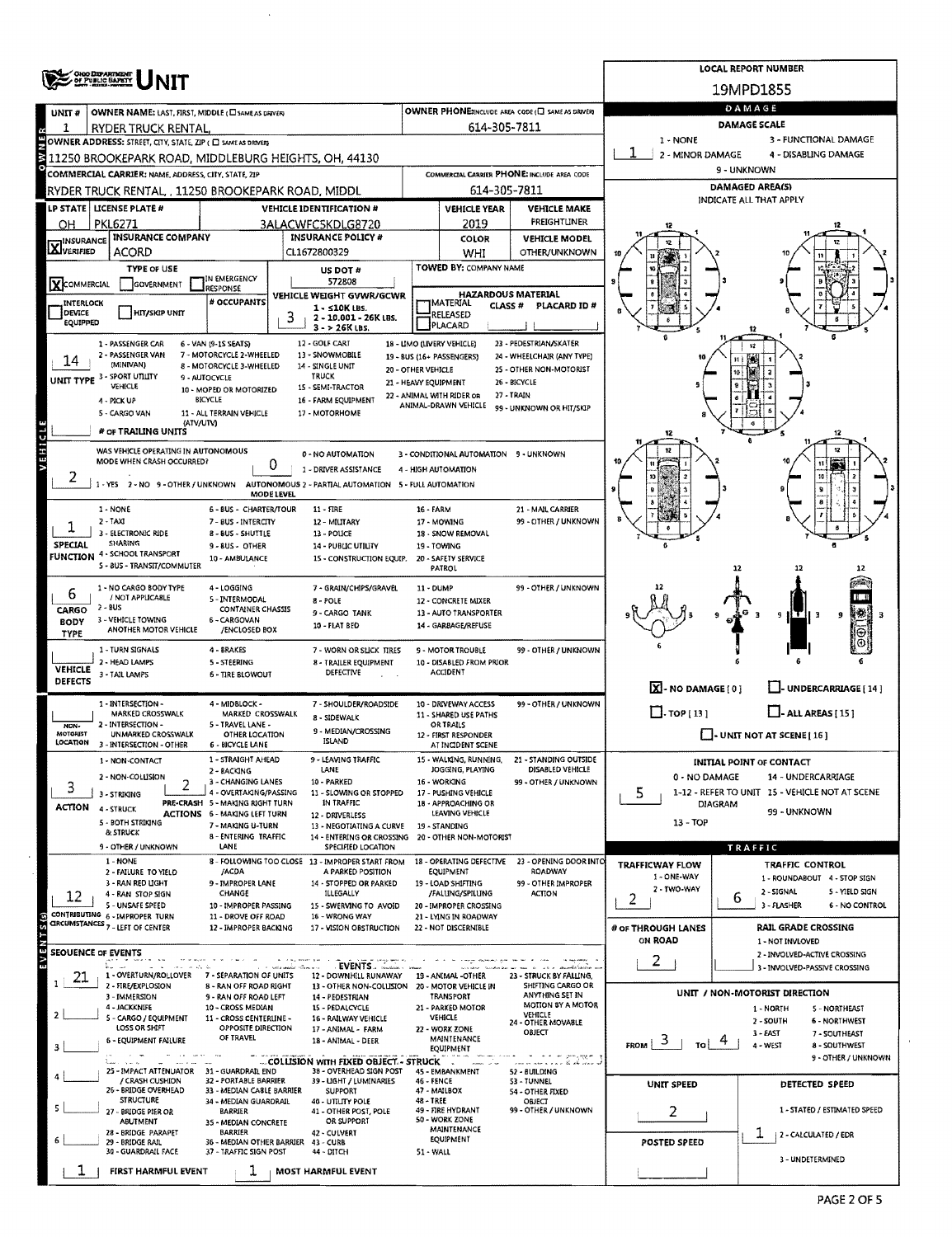# UNIT

**LOCAL REPORT NUMBER:** 19MPD1855

| Field | Value |
|---|---|
| UNIT # | 1 |
| OWNER NAME: LAST, FIRST, MIDDLE | RYDER TRUCK RENTAL, |
| OWNER PHONE | 614-305-7811 |
| OWNER ADDRESS: STREET, CITY, STATE, ZIP | 11250 BROOKEPARK ROAD, MIDDLEBURG HEIGHTS, OH, 44130 |
| COMMERCIAL CARRIER: NAME, ADDRESS, CITY, STATE, ZIP | RYDER TRUCK RENTAL, , 11250 BROOKEPARK ROAD, MIDDL |
| COMMERCIAL CARRIER PHONE | 614-305-7811 |
| LP STATE | OH |
| LICENSE PLATE # | PKL6271 |
| VEHICLE IDENTIFICATION # | 3ALACWFC5KDLG8720 |
| VEHICLE YEAR | 2019 |
| VEHICLE MAKE | FREIGHTLINER |
| INSURANCE | VERIFIED (X) |
| INSURANCE COMPANY | ACORD |
| INSURANCE POLICY # | CL1672800329 |
| COLOR | WHI |
| VEHICLE MODEL | OTHER/UNKNOWN |
| TYPE OF USE | COMMERCIAL (X) |
| US DOT # | 572808 |
| TOWED BY: COMPANY NAME | |
| VEHICLE WEIGHT GVWR/GCWR | 3 |
| # OCCUPANTS | |
| HAZARDOUS MATERIAL | |
| UNIT TYPE | 14 |
| # OF TRAILING UNITS | |
| WAS VEHICLE OPERATING IN AUTONOMOUS MODE WHEN CRASH OCCURRED? | 2 |
| AUTONOMOUS MODE LEVEL | 0 |
| SPECIAL FUNCTION | 1 |
| CARGO BODY TYPE | 6 |
| VEHICLE DEFECTS | |
| NON-MOTORIST LOCATION | |
| ACTION | 3 |
| PRE-CRASH ACTIONS | 2 |
| CONTRIBUTING CIRCUMSTANCES | 12 |

Vehicle weight: 1 - ≤10K LBS. 2 - 10.001 - 26K LBS. 3 - > 26K LBS.

Unit type: 1 - PASSENGER CAR, 2 - PASSENGER VAN (MINIVAN), 3 - SPORT UTILITY VEHICLE, 4 - PICK UP, 5 - CARGO VAN, 6 - VAN (9-15 SEATS), 7 - MOTORCYCLE 2-WHEELED, 8 - MOTORCYCLE 3-WHEELED, 9 - AUTOCYCLE, 10 - MOPED OR MOTORIZED BICYCLE, 11 - ALL TERRAIN VEHICLE (ATV/UTV), 12 - GOLF CART, 13 - SNOWMOBILE, 14 - SINGLE UNIT TRUCK, 15 - SEMI-TRACTOR, 16 - FARM EQUIPMENT, 17 - MOTORHOME, 18 - LIMO (LIVERY VEHICLE), 19 - BUS (16+ PASSENGERS), 20 - OTHER VEHICLE, 21 - HEAVY EQUIPMENT, 22 - ANIMAL WITH RIDER OR ANIMAL-DRAWN VEHICLE, 23 - PEDESTRIAN/SKATER, 24 - WHEELCHAIR (ANY TYPE), 25 - OTHER NON-MOTORIST, 26 - BICYCLE, 27 - TRAIN, 99 - UNKNOWN OR HIT/SKIP

Autonomous: 1 - YES 2 - NO 9 - OTHER / UNKNOWN. Mode level: 0 - NO AUTOMATION, 1 - DRIVER ASSISTANCE, 2 - PARTIAL AUTOMATION, 3 - CONDITIONAL AUTOMATION, 4 - HIGH AUTOMATION, 5 - FULL AUTOMATION, 9 - UNKNOWN

Special function: 1 - NONE, 2 - TAXI, 3 - ELECTRONIC RIDE SHARING, 4 - SCHOOL TRANSPORT, 5 - BUS - TRANSIT/COMMUTER, 6 - BUS - CHARTER/TOUR, 7 - BUS - INTERCITY, 8 - BUS - SHUTTLE, 9 - BUS - OTHER, 10 - AMBULANCE, 11 - FIRE, 12 - MILITARY, 13 - POLICE, 14 - PUBLIC UTILITY, 15 - CONSTRUCTION EQUIP., 16 - FARM, 17 - MOWING, 18 - SNOW REMOVAL, 19 - TOWING, 20 - SAFETY SERVICE PATROL, 21 - MAIL CARRIER, 99 - OTHER / UNKNOWN

Cargo body type: 1 - NO CARGO BODY TYPE / NOT APPLICABLE, 2 - BUS, 3 - VEHICLE TOWING ANOTHER MOTOR VEHICLE, 4 - LOGGING, 5 - INTERMODAL CONTAINER CHASSIS, 6 - CARGOVAN /ENCLOSED BOX, 7 - GRAIN/CHIPS/GRAVEL, 8 - POLE, 9 - CARGO TANK, 10 - FLAT BED, 11 - DUMP, 12 - CONCRETE MIXER, 13 - AUTO TRANSPORTER, 14 - GARBAGE/REFUSE, 99 - OTHER / UNKNOWN

Vehicle defects: 1 - TURN SIGNALS, 2 - HEAD LAMPS, 3 - TAIL LAMPS, 4 - BRAKES, 5 - STEERING, 6 - TIRE BLOWOUT, 7 - WORN OR SLICK TIRES, 8 - TRAILER EQUIPMENT DEFECTIVE, 9 - MOTOR TROUBLE, 10 - DISABLED FROM PRIOR ACCIDENT, 99 - OTHER / UNKNOWN

Non-motorist location: 1 - INTERSECTION - MARKED CROSSWALK, 2 - INTERSECTION - UNMARKED CROSSWALK, 3 - INTERSECTION - OTHER, 4 - MIDBLOCK - MARKED CROSSWALK, 5 - TRAVEL LANE - OTHER LOCATION, 6 - BICYCLE LANE, 7 - SHOULDER/ROADSIDE, 8 - SIDEWALK, 9 - MEDIAN/CROSSING ISLAND, 10 - DRIVEWAY ACCESS, 11 - SHARED USE PATHS OR TRAILS, 12 - FIRST RESPONDER AT INCIDENT SCENE, 99 - OTHER / UNKNOWN

Action: 1 - NON-CONTACT, 2 - NON-COLLISION, 3 - STRIKING, 4 - STRUCK, 5 - BOTH STRIKING & STRUCK, 9 - OTHER / UNKNOWN

Pre-crash actions: 1 - STRAIGHT AHEAD, 2 - BACKING, 3 - CHANGING LANES, 4 - OVERTAKING/PASSING, 5 - MAKING RIGHT TURN, 6 - MAKING LEFT TURN, 7 - MAKING U-TURN, 8 - ENTERING TRAFFIC LANE, 9 - LEAVING TRAFFIC LANE, 10 - PARKED, 11 - SLOWING OR STOPPED IN TRAFFIC, 12 - DRIVERLESS, 13 - NEGOTIATING A CURVE, 14 - ENTERING OR CROSSING SPECIFIED LOCATION, 15 - WALKING, RUNNING, JOGGING, PLAYING, 16 - WORKING, 17 - PUSHING VEHICLE, 18 - APPROACHING OR LEAVING VEHICLE, 19 - STANDING, 20 - OTHER NON-MOTORIST, 21 - STANDING OUTSIDE DISABLED VEHICLE, 99 - OTHER / UNKNOWN

Contributing circumstances: 1 - NONE, 2 - FAILURE TO YIELD, 3 - RAN RED LIGHT, 4 - RAN STOP SIGN, 5 - UNSAFE SPEED, 6 - IMPROPER TURN, 7 - LEFT OF CENTER, 8 - FOLLOWING TOO CLOSE /ACDA, 9 - IMPROPER LANE CHANGE, 10 - IMPROPER PASSING, 11 - DROVE OFF ROAD, 12 - IMPROPER BACKING, 13 - IMPROPER START FROM A PARKED POSITION, 14 - STOPPED OR PARKED ILLEGALLY, 15 - SWERVING TO AVOID, 16 - WRONG WAY, 17 - VISION OBSTRUCTION, 18 - OPERATING DEFECTIVE EQUIPMENT, 19 - LOAD SHIFTING /FALLING/SPILLING, 20 - IMPROPER CROSSING, 21 - LYING IN ROADWAY, 22 - NOT DISCERNIBLE, 23 - OPENING DOOR INTO ROADWAY, 99 - OTHER IMPROPER ACTION

## SEQUENCE OF EVENTS

| # | Event |
|---|---|
| 1 | 21 |
| 2 | |
| 3 | |
| 4 | |
| 5 | |
| 6 | |

FIRST HARMFUL EVENT: 1 — MOST HARMFUL EVENT: 1

Events: 1 - OVERTURN/ROLLOVER, 2 - FIRE/EXPLOSION, 3 - IMMERSION, 4 - JACKKNIFE, 5 - CARGO / EQUIPMENT LOSS OR SHIFT, 6 - EQUIPMENT FAILURE, 7 - SEPARATION OF UNITS, 8 - RAN OFF ROAD RIGHT, 9 - RAN OFF ROAD LEFT, 10 - CROSS MEDIAN, 11 - CROSS CENTERLINE - OPPOSITE DIRECTION OF TRAVEL, 12 - DOWNHILL RUNAWAY, 13 - OTHER NON-COLLISION, 14 - PEDESTRIAN, 15 - PEDALCYCLE, 16 - RAILWAY VEHICLE, 17 - ANIMAL - FARM, 18 - ANIMAL - DEER, 19 - ANIMAL -OTHER, 20 - MOTOR VEHICLE IN TRANSPORT, 21 - PARKED MOTOR VEHICLE, 22 - WORK ZONE MAINTENANCE EQUIPMENT, 23 - STRUCK BY FALLING, SHIFTING CARGO OR ANYTHING SET IN MOTION BY A MOTOR VEHICLE, 24 - OTHER MOVABLE OBJECT

Collision with fixed object - struck: 25 - IMPACT ATTENUATOR / CRASH CUSHION, 26 - BRIDGE OVERHEAD STRUCTURE, 27 - BRIDGE PIER OR ABUTMENT, 28 - BRIDGE PARAPET, 29 - BRIDGE RAIL, 30 - GUARDRAIL FACE, 31 - GUARDRAIL END, 32 - PORTABLE BARRIER, 33 - MEDIAN CABLE BARRIER, 34 - MEDIAN GUARDRAIL BARRIER, 35 - MEDIAN CONCRETE BARRIER, 36 - MEDIAN OTHER BARRIER, 37 - TRAFFIC SIGN POST, 38 - OVERHEAD SIGN POST, 39 - LIGHT / LUMINARIES SUPPORT, 40 - UTILITY POLE, 41 - OTHER POST, POLE OR SUPPORT, 42 - CULVERT, 43 - CURB, 44 - DITCH, 45 - EMBANKMENT, 46 - FENCE, 47 - MAILBOX, 48 - TREE, 49 - FIRE HYDRANT, 50 - WORK ZONE MAINTENANCE EQUIPMENT, 51 - WALL, 52 - BUILDING, 53 - TUNNEL, 54 - OTHER FIXED OBJECT, 99 - OTHER / UNKNOWN

## DAMAGE

DAMAGE SCALE: 1 (1 - NONE, 2 - MINOR DAMAGE, 3 - FUNCTIONAL DAMAGE, 4 - DISABLING DAMAGE, 9 - UNKNOWN)

DAMAGED AREA(S): [X] NO DAMAGE [0]; [ ] UNDERCARRIAGE [14]; [ ] TOP [13]; [ ] ALL AREAS [15]; [ ] UNIT NOT AT SCENE [16]

INITIAL POINT OF CONTACT: 5 (0 - NO DAMAGE, 1-12 - REFER TO UNIT DIAGRAM, 13 - TOP, 14 - UNDERCARRIAGE, 15 - VEHICLE NOT AT SCENE, 99 - UNKNOWN)

## TRAFFIC

| Field | Value |
|---|---|
| TRAFFICWAY FLOW (1 - ONE-WAY, 2 - TWO-WAY) | 2 |
| TRAFFIC CONTROL (1 - ROUNDABOUT, 2 - SIGNAL, 3 - FLASHER, 4 - STOP SIGN, 5 - YIELD SIGN, 6 - NO CONTROL) | 6 |
| # OF THROUGH LANES ON ROAD | 2 |
| RAIL GRADE CROSSING (1 - NOT INVOLVED, 2 - INVOLVED-ACTIVE CROSSING, 3 - INVOLVED-PASSIVE CROSSING) | |

UNIT / NON-MOTORIST DIRECTION: FROM 3 TO 4 (1 - NORTH, 2 - SOUTH, 3 - EAST, 4 - WEST, 5 - NORTHEAST, 6 - NORTHWEST, 7 - SOUTHEAST, 8 - SOUTHWEST, 9 - OTHER / UNKNOWN)

| Field | Value |
|---|---|
| UNIT SPEED | 2 |
| POSTED SPEED | |
| DETECTED SPEED (1 - STATED / ESTIMATED SPEED, 2 - CALCULATED / EDR, 3 - UNDETERMINED) | 1 |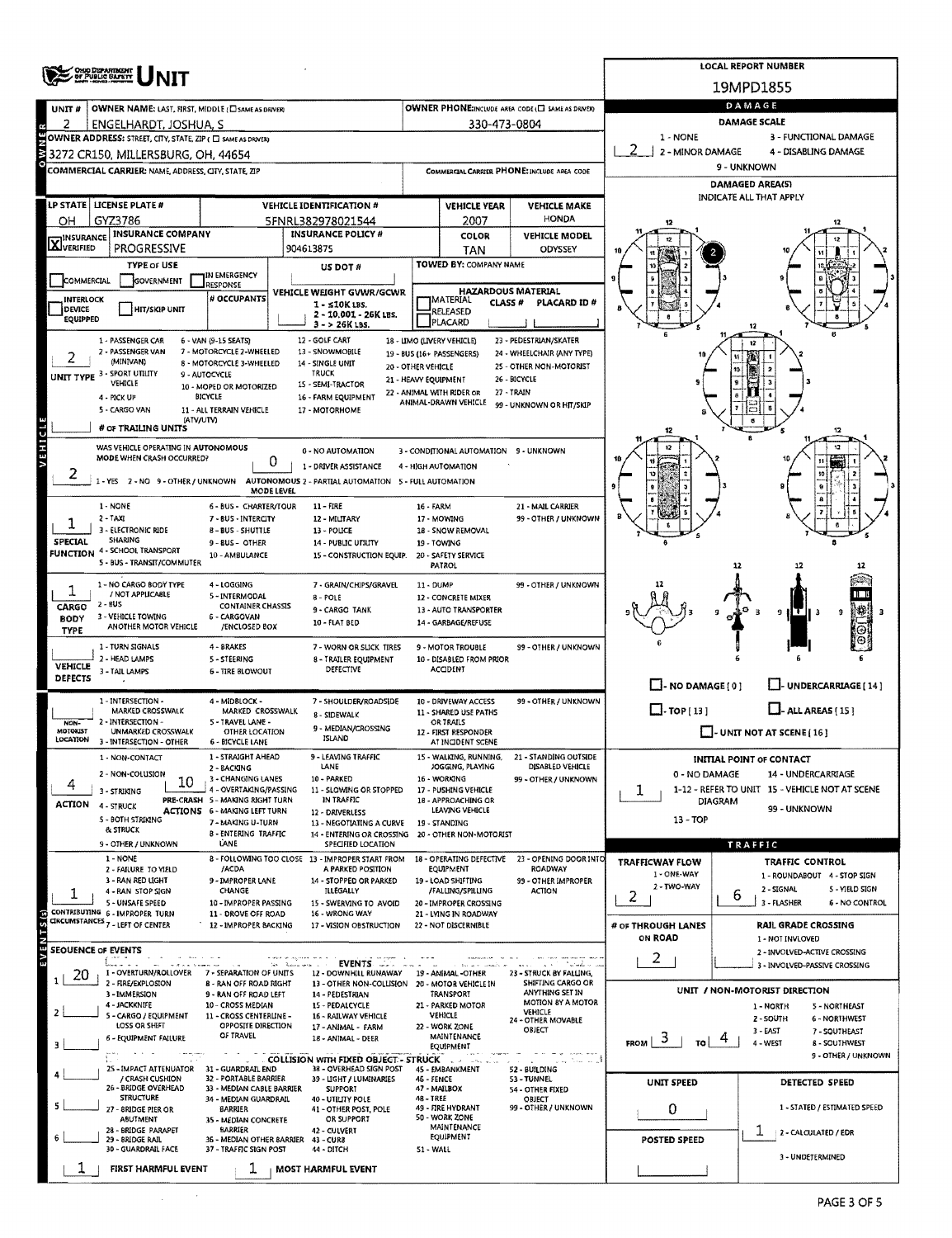# UNIT

**LOCAL REPORT NUMBER:** 19MPD1855

| UNIT # | OWNER NAME: LAST, FIRST, MIDDLE (☐ SAME AS DRIVER) | OWNER PHONE: INCLUDE AREA CODE (☐ SAME AS DRIVER) |
|---|---|---|
| 2 | ENGELHARDT, JOSHUA, S | 330-473-0804 |

**OWNER ADDRESS:** STREET, CITY, STATE, ZIP (☐ SAME AS DRIVER): 3272 CR150, MILLERSBURG, OH, 44654

**COMMERCIAL CARRIER:** NAME, ADDRESS, CITY, STATE, ZIP

**COMMERCIAL CARRIER PHONE:** INCLUDE AREA CODE

| LP STATE | LICENSE PLATE # | VEHICLE IDENTIFICATION # | VEHICLE YEAR | VEHICLE MAKE |
|---|---|---|---|---|
| OH | GYZ3786 | 5FNRL382978021544 | 2007 | HONDA |

| INSURANCE | INSURANCE COMPANY | INSURANCE POLICY # | COLOR | VEHICLE MODEL |
|---|---|---|---|---|
| ☒ VERIFIED | PROGRESSIVE | 904613875 | TAN | ODYSSEY |

**TYPE OF USE:** ☐ COMMERCIAL ☐ GOVERNMENT ☐ IN EMERGENCY RESPONSE

**US DOT #**

**TOWED BY:** COMPANY NAME

☐ INTERLOCK DEVICE EQUIPPED ☐ HIT/SKIP UNIT

**# OCCUPANTS**

**VEHICLE WEIGHT GVWR/GCWR:** 1 - ≤10K LBS. 2 - 10,001 - 26K LBS. 3 - > 26K LBS.

**HAZARDOUS MATERIAL:** ☐ MATERIAL RELEASED ☐ PLACARD — CLASS # — PLACARD ID #

**UNIT TYPE:** 2
1 - PASSENGER CAR, 2 - PASSENGER VAN (MINIVAN), 3 - SPORT UTILITY VEHICLE, 4 - PICK UP, 5 - CARGO VAN, 6 - VAN (9-15 SEATS), 7 - MOTORCYCLE 2-WHEELED, 8 - MOTORCYCLE 3-WHEELED, 9 - AUTOCYCLE, 10 - MOPED OR MOTORIZED BICYCLE, 11 - ALL TERRAIN VEHICLE (ATV/UTV), 12 - GOLF CART, 13 - SNOWMOBILE, 14 - SINGLE UNIT TRUCK, 15 - SEMI-TRACTOR, 16 - FARM EQUIPMENT, 17 - MOTORHOME, 18 - LIMO (LIVERY VEHICLE), 19 - BUS (16+ PASSENGERS), 20 - OTHER VEHICLE, 21 - HEAVY EQUIPMENT, 22 - ANIMAL WITH RIDER OR ANIMAL-DRAWN VEHICLE, 23 - PEDESTRIAN/SKATER, 24 - WHEELCHAIR (ANY TYPE), 25 - OTHER NON-MOTORIST, 26 - BICYCLE, 27 - TRAIN, 99 - UNKNOWN OR HIT/SKIP

**# OF TRAILING UNITS**

**WAS VEHICLE OPERATING IN AUTONOMOUS MODE WHEN CRASH OCCURRED?** 2
1 - YES 2 - NO 9 - OTHER / UNKNOWN

**AUTONOMOUS MODE LEVEL:** 0
0 - NO AUTOMATION, 1 - DRIVER ASSISTANCE, 2 - PARTIAL AUTOMATION, 3 - CONDITIONAL AUTOMATION, 4 - HIGH AUTOMATION, 5 - FULL AUTOMATION, 9 - UNKNOWN

**SPECIAL FUNCTION:** 1
1 - NONE, 2 - TAXI, 3 - ELECTRONIC RIDE SHARING, 4 - SCHOOL TRANSPORT, 5 - BUS - TRANSIT/COMMUTER, 6 - BUS - CHARTER/TOUR, 7 - BUS - INTERCITY, 8 - BUS - SHUTTLE, 9 - BUS - OTHER, 10 - AMBULANCE, 11 - FIRE, 12 - MILITARY, 13 - POLICE, 14 - PUBLIC UTILITY, 15 - CONSTRUCTION EQUIP., 16 - FARM, 17 - MOWING, 18 - SNOW REMOVAL, 19 - TOWING, 20 - SAFETY SERVICE PATROL, 21 - MAIL CARRIER, 99 - OTHER / UNKNOWN

**CARGO BODY TYPE:** 1
1 - NO CARGO BODY TYPE / NOT APPLICABLE, 2 - BUS, 3 - VEHICLE TOWING ANOTHER MOTOR VEHICLE, 4 - LOGGING, 5 - INTERMODAL CONTAINER CHASSIS, 6 - CARGOVAN /ENCLOSED BOX, 7 - GRAIN/CHIPS/GRAVEL, 8 - POLE, 9 - CARGO TANK, 10 - FLAT BED, 11 - DUMP, 12 - CONCRETE MIXER, 13 - AUTO TRANSPORTER, 14 - GARBAGE/REFUSE, 99 - OTHER / UNKNOWN

**VEHICLE DEFECTS:**
1 - TURN SIGNALS, 2 - HEAD LAMPS, 3 - TAIL LAMPS, 4 - BRAKES, 5 - STEERING, 6 - TIRE BLOWOUT, 7 - WORN OR SLICK TIRES, 8 - TRAILER EQUIPMENT DEFECTIVE, 9 - MOTOR TROUBLE, 10 - DISABLED FROM PRIOR ACCIDENT, 99 - OTHER / UNKNOWN

**NON-MOTORIST LOCATION:**
1 - INTERSECTION - MARKED CROSSWALK, 2 - INTERSECTION - UNMARKED CROSSWALK, 3 - INTERSECTION - OTHER, 4 - MIDBLOCK - MARKED CROSSWALK, 5 - TRAVEL LANE - OTHER LOCATION, 6 - BICYCLE LANE, 7 - SHOULDER/ROADSIDE, 8 - SIDEWALK, 9 - MEDIAN/CROSSING ISLAND, 10 - DRIVEWAY ACCESS, 11 - SHARED USE PATHS OR TRAILS, 12 - FIRST RESPONDER AT INCIDENT SCENE, 99 - OTHER / UNKNOWN

**ACTION:** 4
1 - NON-CONTACT, 2 - NON-COLLISION, 3 - STRIKING, 4 - STRUCK, 5 - BOTH STRIKING & STRUCK, 9 - OTHER / UNKNOWN

**PRE-CRASH ACTIONS:** 10
1 - STRAIGHT AHEAD, 2 - BACKING, 3 - CHANGING LANES, 4 - OVERTAKING/PASSING, 5 - MAKING RIGHT TURN, 6 - MAKING LEFT TURN, 7 - MAKING U-TURN, 8 - ENTERING TRAFFIC LANE, 9 - LEAVING TRAFFIC LANE, 10 - PARKED, 11 - SLOWING OR STOPPED IN TRAFFIC, 12 - DRIVERLESS, 13 - NEGOTIATING A CURVE, 14 - ENTERING OR CROSSING SPECIFIED LOCATION, 15 - WALKING, RUNNING, JOGGING, PLAYING, 16 - WORKING, 17 - PUSHING VEHICLE, 18 - APPROACHING OR LEAVING VEHICLE, 19 - STANDING, 20 - OTHER NON-MOTORIST, 21 - STANDING OUTSIDE DISABLED VEHICLE, 99 - OTHER / UNKNOWN

**CONTRIBUTING CIRCUMSTANCES:** 1
1 - NONE, 2 - FAILURE TO YIELD, 3 - RAN RED LIGHT, 4 - RAN STOP SIGN, 5 - UNSAFE SPEED, 6 - IMPROPER TURN, 7 - LEFT OF CENTER, 8 - FOLLOWING TOO CLOSE /ACDA, 9 - IMPROPER LANE CHANGE, 10 - IMPROPER PASSING, 11 - DROVE OFF ROAD, 12 - IMPROPER BACKING, 13 - IMPROPER START FROM A PARKED POSITION, 14 - STOPPED OR PARKED ILLEGALLY, 15 - SWERVING TO AVOID, 16 - WRONG WAY, 17 - VISION OBSTRUCTION, 18 - OPERATING DEFECTIVE EQUIPMENT, 19 - LOAD SHIFTING /FALLING/SPILLING, 20 - IMPROPER CROSSING, 21 - LYING IN ROADWAY, 22 - NOT DISCERNIBLE, 23 - OPENING DOOR INTO ROADWAY, 99 - OTHER IMPROPER ACTION

## SEQUENCE OF EVENTS

1: 20
2:
3:
4:
5:
6:

**EVENTS:** 1 - OVERTURN/ROLLOVER, 2 - FIRE/EXPLOSION, 3 - IMMERSION, 4 - JACKKNIFE, 5 - CARGO / EQUIPMENT LOSS OR SHIFT, 6 - EQUIPMENT FAILURE, 7 - SEPARATION OF UNITS, 8 - RAN OFF ROAD RIGHT, 9 - RAN OFF ROAD LEFT, 10 - CROSS MEDIAN, 11 - CROSS CENTERLINE - OPPOSITE DIRECTION OF TRAVEL, 12 - DOWNHILL RUNAWAY, 13 - OTHER NON-COLLISION, 14 - PEDESTRIAN, 15 - PEDALCYCLE, 16 - RAILWAY VEHICLE, 17 - ANIMAL - FARM, 18 - ANIMAL - DEER, 19 - ANIMAL -OTHER, 20 - MOTOR VEHICLE IN TRANSPORT, 21 - PARKED MOTOR VEHICLE, 22 - WORK ZONE MAINTENANCE EQUIPMENT, 23 - STRUCK BY FALLING, SHIFTING CARGO OR ANYTHING SET IN MOTION BY A MOTOR VEHICLE, 24 - OTHER MOVABLE OBJECT

**COLLISION WITH FIXED OBJECT - STRUCK:** 25 - IMPACT ATTENUATOR / CRASH CUSHION, 26 - BRIDGE OVERHEAD STRUCTURE, 27 - BRIDGE PIER OR ABUTMENT, 28 - BRIDGE PARAPET, 29 - BRIDGE RAIL, 30 - GUARDRAIL FACE, 31 - GUARDRAIL END, 32 - PORTABLE BARRIER, 33 - MEDIAN CABLE BARRIER, 34 - MEDIAN GUARDRAIL BARRIER, 35 - MEDIAN CONCRETE BARRIER, 36 - MEDIAN OTHER BARRIER, 37 - TRAFFIC SIGN POST, 38 - OVERHEAD SIGN POST, 39 - LIGHT / LUMINARIES SUPPORT, 40 - UTILITY POLE, 41 - OTHER POST, POLE OR SUPPORT, 42 - CULVERT, 43 - CURB, 44 - DITCH, 45 - EMBANKMENT, 46 - FENCE, 47 - MAILBOX, 48 - TREE, 49 - FIRE HYDRANT, 50 - WORK ZONE MAINTENANCE EQUIPMENT, 51 - WALL, 52 - BUILDING, 53 - TUNNEL, 54 - OTHER FIXED OBJECT, 99 - OTHER / UNKNOWN

**FIRST HARMFUL EVENT:** 1 **MOST HARMFUL EVENT:** 1

## DAMAGE

**DAMAGE SCALE:** 2
1 - NONE, 2 - MINOR DAMAGE, 3 - FUNCTIONAL DAMAGE, 4 - DISABLING DAMAGE, 9 - UNKNOWN

**DAMAGED AREA(S)** — INDICATE ALL THAT APPLY: 2

☐ NO DAMAGE [0] ☐ UNDERCARRIAGE [14] ☐ TOP [13] ☐ ALL AREAS [15] ☐ UNIT NOT AT SCENE [16]

**INITIAL POINT OF CONTACT:** 1
0 - NO DAMAGE, 1-12 - REFER TO UNIT DIAGRAM, 13 - TOP, 14 - UNDERCARRIAGE, 15 - VEHICLE NOT AT SCENE, 99 - UNKNOWN

## TRAFFIC

**TRAFFICWAY FLOW:** 2 (1 - ONE-WAY, 2 - TWO-WAY)

**TRAFFIC CONTROL:** 6 (1 - ROUNDABOUT, 2 - SIGNAL, 3 - FLASHER, 4 - STOP SIGN, 5 - YIELD SIGN, 6 - NO CONTROL)

**# OF THROUGH LANES ON ROAD:** 2

**RAIL GRADE CROSSING:** 1 - NOT INVOLVED, 2 - INVOLVED-ACTIVE CROSSING, 3 - INVOLVED-PASSIVE CROSSING

**UNIT / NON-MOTORIST DIRECTION:** FROM 3 TO 4
1 - NORTH, 2 - SOUTH, 3 - EAST, 4 - WEST, 5 - NORTHEAST, 6 - NORTHWEST, 7 - SOUTHEAST, 8 - SOUTHWEST, 9 - OTHER / UNKNOWN

**UNIT SPEED:** 0

**DETECTED SPEED:** 1
1 - STATED / ESTIMATED SPEED, 2 - CALCULATED / EDR, 3 - UNDETERMINED

**POSTED SPEED:**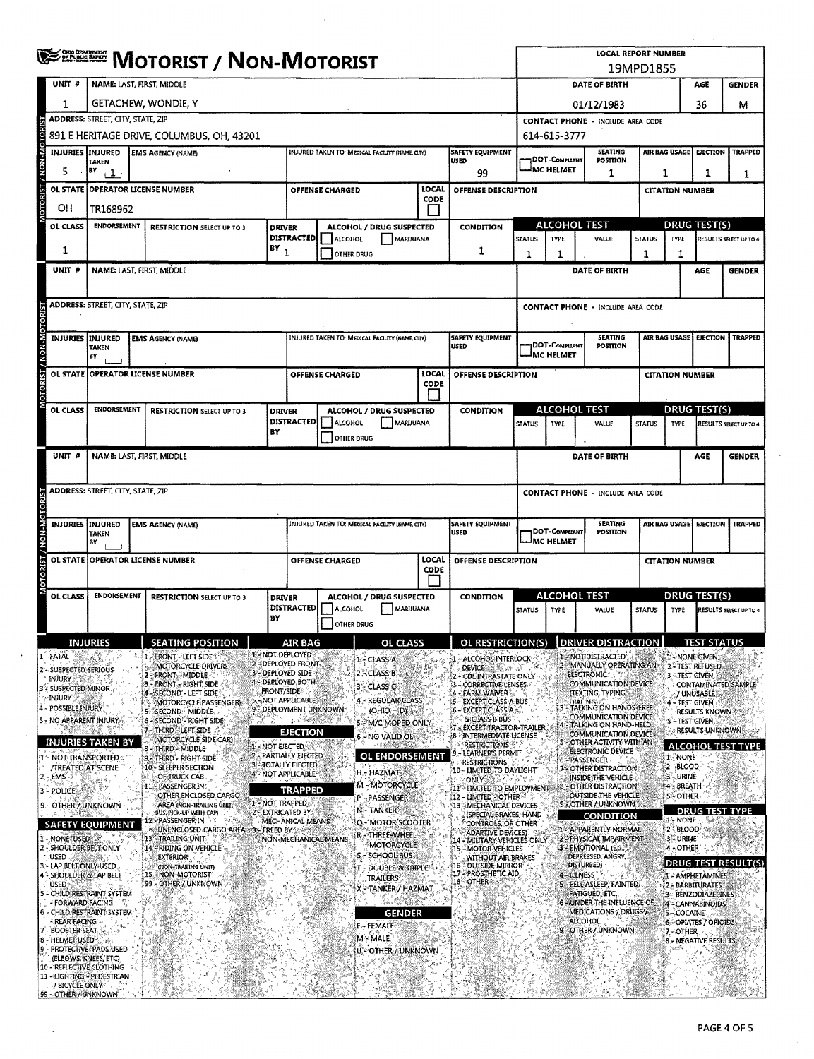# MOTORIST / NON-MOTORIST

**LOCAL REPORT NUMBER:** 19MPD1855

## MOTORIST / NON-MOTORIST (Unit 1)

| UNIT # | NAME: LAST, FIRST, MIDDLE | DATE OF BIRTH | AGE | GENDER |
|---|---|---|---|---|
| 1 | GETACHEW, WONDIE, Y | 01/12/1983 | 36 | M |

| ADDRESS: STREET, CITY, STATE, ZIP | CONTACT PHONE - INCLUDE AREA CODE |
|---|---|
| 891 E HERITAGE DRIVE, COLUMBUS, OH, 43201 | 614-615-3777 |

| INJURIES | INJURED TAKEN BY | EMS AGENCY (NAME) | INJURED TAKEN TO: MEDICAL FACILITY (NAME, CITY) | SAFETY EQUIPMENT USED | DOT-COMPLIANT MC HELMET | SEATING POSITION | AIR BAG USAGE | EJECTION | TRAPPED |
|---|---|---|---|---|---|---|---|---|---|
| 5 | 1 | | | 99 | | 1 | 1 | 1 | 1 |

| OL STATE | OPERATOR LICENSE NUMBER | OFFENSE CHARGED | LOCAL CODE | OFFENSE DESCRIPTION | CITATION NUMBER |
|---|---|---|---|---|---|
| OH | TR168962 | | | | |

| OL CLASS | ENDORSEMENT | RESTRICTION SELECT UP TO 3 | DRIVER DISTRACTED BY | ALCOHOL / DRUG SUSPECTED | CONDITION | ALCOHOL TEST STATUS | ALCOHOL TEST TYPE | ALCOHOL TEST VALUE | DRUG TEST STATUS | DRUG TEST TYPE | DRUG TEST RESULTS SELECT UP TO 4 |
|---|---|---|---|---|---|---|---|---|---|---|---|
| 1 | | | 1 | ☐ ALCOHOL ☐ MARIJUANA ☐ OTHER DRUG | 1 | 1 | 1 | . | 1 | 1 | |

## MOTORIST / NON-MOTORIST

| UNIT # | NAME: LAST, FIRST, MIDDLE | DATE OF BIRTH | AGE | GENDER |
|---|---|---|---|---|
| | | | | |

| ADDRESS: STREET, CITY, STATE, ZIP | CONTACT PHONE - INCLUDE AREA CODE |
|---|---|
| | |

| INJURIES | INJURED TAKEN BY | EMS AGENCY (NAME) | INJURED TAKEN TO: MEDICAL FACILITY (NAME, CITY) | SAFETY EQUIPMENT USED | DOT-COMPLIANT MC HELMET | SEATING POSITION | AIR BAG USAGE | EJECTION | TRAPPED |
|---|---|---|---|---|---|---|---|---|---|
| | | | | | | | | | |

| OL STATE | OPERATOR LICENSE NUMBER | OFFENSE CHARGED | LOCAL CODE | OFFENSE DESCRIPTION | CITATION NUMBER |
|---|---|---|---|---|---|
| | | | | | |

| OL CLASS | ENDORSEMENT | RESTRICTION SELECT UP TO 3 | DRIVER DISTRACTED BY | ALCOHOL / DRUG SUSPECTED | CONDITION | ALCOHOL TEST STATUS | ALCOHOL TEST TYPE | ALCOHOL TEST VALUE | DRUG TEST STATUS | DRUG TEST TYPE | DRUG TEST RESULTS SELECT UP TO 4 |
|---|---|---|---|---|---|---|---|---|---|---|---|
| | | | | ☐ ALCOHOL ☐ MARIJUANA ☐ OTHER DRUG | | | | . | | | |

## MOTORIST / NON-MOTORIST

| UNIT # | NAME: LAST, FIRST, MIDDLE | DATE OF BIRTH | AGE | GENDER |
|---|---|---|---|---|
| | | | | |

| ADDRESS: STREET, CITY, STATE, ZIP | CONTACT PHONE - INCLUDE AREA CODE |
|---|---|
| | |

| INJURIES | INJURED TAKEN BY | EMS AGENCY (NAME) | INJURED TAKEN TO: MEDICAL FACILITY (NAME, CITY) | SAFETY EQUIPMENT USED | DOT-COMPLIANT MC HELMET | SEATING POSITION | AIR BAG USAGE | EJECTION | TRAPPED |
|---|---|---|---|---|---|---|---|---|---|
| | | | | | | | | | |

| OL STATE | OPERATOR LICENSE NUMBER | OFFENSE CHARGED | LOCAL CODE | OFFENSE DESCRIPTION | CITATION NUMBER |
|---|---|---|---|---|---|
| | | | | | |

| OL CLASS | ENDORSEMENT | RESTRICTION SELECT UP TO 3 | DRIVER DISTRACTED BY | ALCOHOL / DRUG SUSPECTED | CONDITION | ALCOHOL TEST STATUS | ALCOHOL TEST TYPE | ALCOHOL TEST VALUE | DRUG TEST STATUS | DRUG TEST TYPE | DRUG TEST RESULTS SELECT UP TO 4 |
|---|---|---|---|---|---|---|---|---|---|---|---|
| | | | | ☐ ALCOHOL ☐ MARIJUANA ☐ OTHER DRUG | | | | . | | | |

## CODES

**INJURIES**
1 - FATAL
2 - SUSPECTED SERIOUS INJURY
3 - SUSPECTED MINOR INJURY
4 - POSSIBLE INJURY
5 - NO APPARENT INJURY

**INJURIES TAKEN BY**
1 - NOT TRANSPORTED /TREATED AT SCENE
2 - EMS
3 - POLICE
9 - OTHER / UNKNOWN

**SAFETY EQUIPMENT**
1 - NONE USED
2 - SHOULDER BELT ONLY USED
3 - LAP BELT ONLY USED
4 - SHOULDER & LAP BELT USED
5 - CHILD RESTRAINT SYSTEM - FORWARD FACING
6 - CHILD RESTRAINT SYSTEM - REAR FACING
7 - BOOSTER SEAT
8 - HELMET USED
9 - PROTECTIVE PADS USED (ELBOWS, KNEES, ETC)
10 - REFLECTIVE CLOTHING
11 - LIGHTING - PEDESTRIAN / BICYCLE ONLY
99 - OTHER / UNKNOWN

**SEATING POSITION**
1 - FRONT - LEFT SIDE (MOTORCYCLE DRIVER)
2 - FRONT - MIDDLE
3 - FRONT - RIGHT SIDE
4 - SECOND - LEFT SIDE (MOTORCYCLE PASSENGER)
5 - SECOND - MIDDLE
6 - SECOND - RIGHT SIDE
7 - THIRD - LEFT SIDE (MOTORCYCLE SIDE CAR)
8 - THIRD - MIDDLE
9 - THIRD - RIGHT SIDE
10 - SLEEPER SECTION OF TRUCK CAB
11 - PASSENGER IN OTHER ENCLOSED CARGO AREA (NON-TRAILING UNIT, BUS, PICK-UP WITH CAP)
12 - PASSENGER IN UNENCLOSED CARGO AREA
13 - TRAILING UNIT
14 - RIDING ON VEHICLE EXTERIOR (NON-TRAILING UNIT)
15 - NON-MOTORIST
99 - OTHER / UNKNOWN

**AIR BAG**
1 - NOT DEPLOYED
2 - DEPLOYED FRONT
3 - DEPLOYED SIDE
4 - DEPLOYED BOTH FRONT/SIDE
5 - NOT APPLICABLE
9 - DEPLOYMENT UNKNOWN

**EJECTION**
1 - NOT EJECTED
2 - PARTIALLY EJECTED
3 - TOTALLY EJECTED
4 - NOT APPLICABLE

**TRAPPED**
1 - NOT TRAPPED
2 - EXTRICATED BY MECHANICAL MEANS
3 - FREED BY NON-MECHANICAL MEANS

**OL CLASS**
1 - CLASS A
2 - CLASS B
3 - CLASS C
4 - REGULAR CLASS (OHIO = D)
5 - M/C MOPED ONLY
6 - NO VALID OL

**OL ENDORSEMENT**
H - HAZMAT
M - MOTORCYCLE
P - PASSENGER
N - TANKER
Q - MOTOR SCOOTER
R - THREE-WHEEL MOTORCYCLE
S - SCHOOL BUS
T - DOUBLE & TRIPLE TRAILERS
X - TANKER / HAZMAT

**GENDER**
F - FEMALE
M - MALE
U - OTHER / UNKNOWN

**OL RESTRICTION(S)**
1 - ALCOHOL INTERLOCK DEVICE
2 - CDL INTRASTATE ONLY
3 - CORRECTIVE LENSES
4 - FARM WAIVER
5 - EXCEPT CLASS A BUS
6 - EXCEPT CLASS A & CLASS B BUS
7 - EXCEPT TRACTOR-TRAILER
8 - INTERMEDIATE LICENSE RESTRICTIONS
9 - LEARNER'S PERMIT RESTRICTIONS
10 - LIMITED TO DAYLIGHT ONLY
11 - LIMITED TO EMPLOYMENT
12 - LIMITED - OTHER
13 - MECHANICAL DEVICES (SPECIAL BRAKES, HAND CONTROLS, OR OTHER ADAPTIVE DEVICES)
14 - MILITARY VEHICLES ONLY
15 - MOTOR VEHICLES WITHOUT AIR BRAKES
16 - OUTSIDE MIRROR
17 - PROSTHETIC AID
18 - OTHER

**DRIVER DISTRACTION**
1 - NOT DISTRACTED
2 - MANUALLY OPERATING AN ELECTRONIC COMMUNICATION DEVICE (TEXTING, TYPING, DIALING)
3 - TALKING ON HANDS-FREE COMMUNICATION DEVICE
4 - TALKING ON HAND-HELD COMMUNICATION DEVICE
5 - OTHER ACTIVITY WITH AN ELECTRONIC DEVICE
6 - PASSENGER
7 - OTHER DISTRACTION INSIDE THE VEHICLE
8 - OTHER DISTRACTION OUTSIDE THE VEHICLE
9 - OTHER / UNKNOWN

**CONDITION**
1 - APPARENTLY NORMAL
2 - PHYSICAL IMPAIRMENT
3 - EMOTIONAL (E.G., DEPRESSED, ANGRY, DISTURBED)
4 - ILLNESS
5 - FELL ASLEEP, FAINTED, FATIGUED, ETC.
6 - UNDER THE INFLUENCE OF MEDICATIONS / DRUGS / ALCOHOL
9 - OTHER / UNKNOWN

**TEST STATUS**
1 - NONE GIVEN
2 - TEST REFUSED
3 - TEST GIVEN, CONTAMINATED SAMPLE / UNUSABLE
4 - TEST GIVEN, RESULTS KNOWN
5 - TEST GIVEN, RESULTS UNKNOWN

**ALCOHOL TEST TYPE**
1 - NONE
2 - BLOOD
3 - URINE
4 - BREATH
5 - OTHER

**DRUG TEST TYPE**
1 - NONE
2 - BLOOD
3 - URINE
4 - OTHER

**DRUG TEST RESULT(S)**
1 - AMPHETAMINES
2 - BARBITURATES
3 - BENZODIAZEPINES
4 - CANNABINOIDS
5 - COCAINE
6 - OPIATES / OPIOIDS
7 - OTHER
8 - NEGATIVE RESULTS